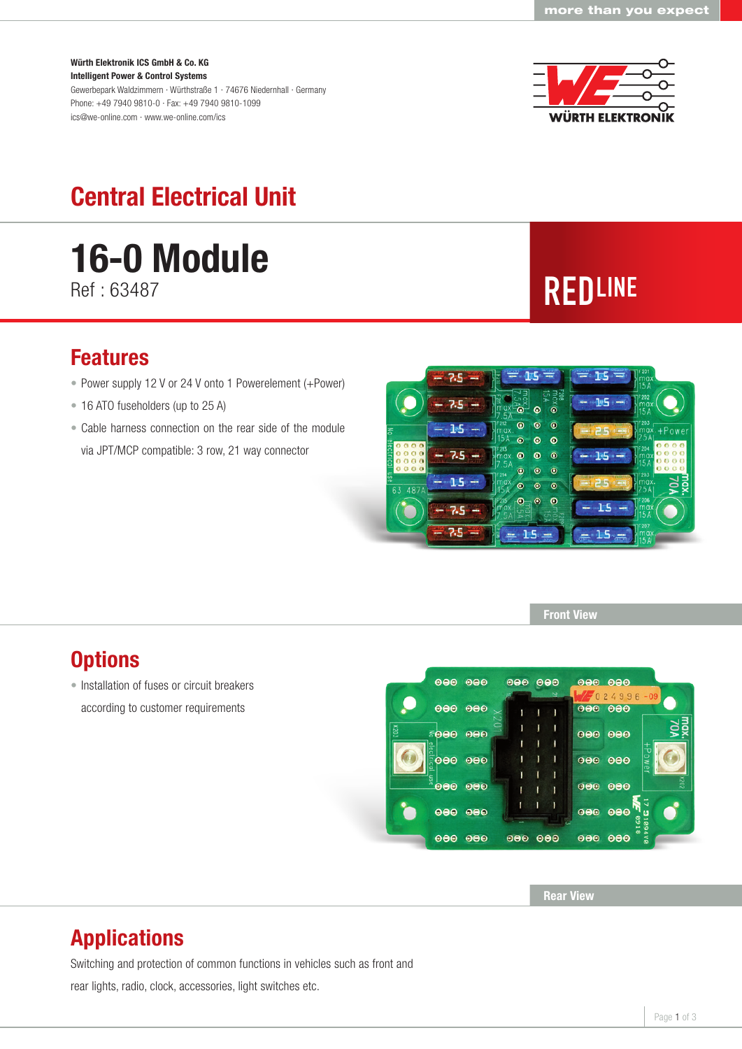Würth Elektronik ICS GmbH & Co. KG
**Intelligent Power & Control Systems**
Gewerbepark Waldzimmern · Würthstraße 1 · 74676 Niedernhall · Germany
Phone: +49 7940 9810-0 · Fax: +49 7940 9810-1099
ics@we-online.com · www.we-online.com/ics

# Central Electrical Unit

# 16-0 Module

Ref : 63487

REDLINE

## Features

- Power supply 12 V or 24 V onto 1 Powerelement (+Power)
- 16 ATO fuseholders (up to 25 A)
- Cable harness connection on the rear side of the module via JPT/MCP compatible: 3 row, 21 way connector

Front View

## Options

- Installation of fuses or circuit breakers according to customer requirements

Rear View

## Applications

Switching and protection of common functions in vehicles such as front and rear lights, radio, clock, accessories, light switches etc.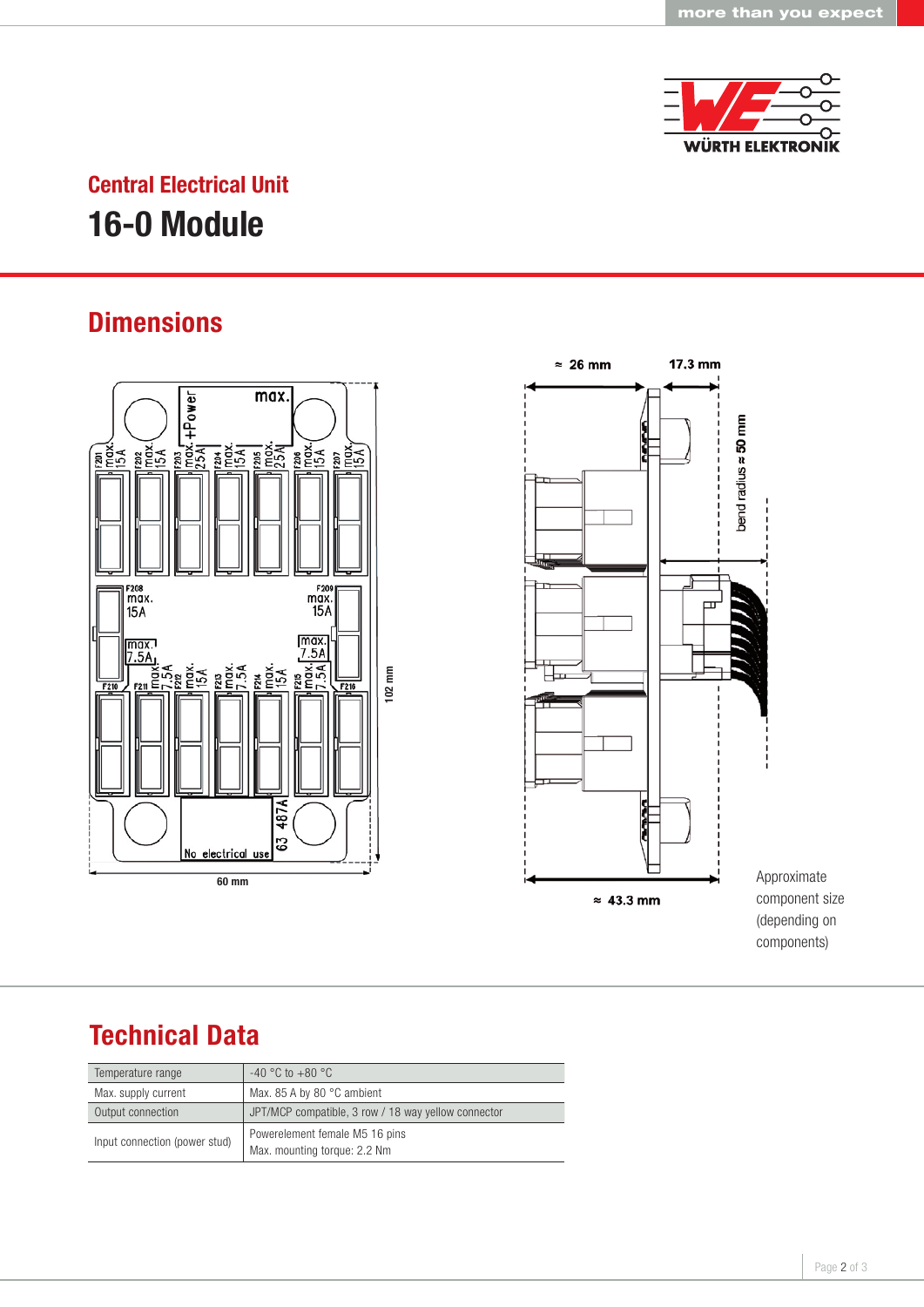## Central Electrical Unit

# 16-0 Module

## Dimensions

Approximate component size (depending on components)

## Technical Data

| Temperature range | -40 °C to +80 °C |
|---|---|
| Max. supply current | Max. 85 A by 80 °C ambient |
| Output connection | JPT/MCP compatible, 3 row / 18 way yellow connector |
| Input connection (power stud) | Powerelement female M5 16 pins<br>Max. mounting torque: 2.2 Nm |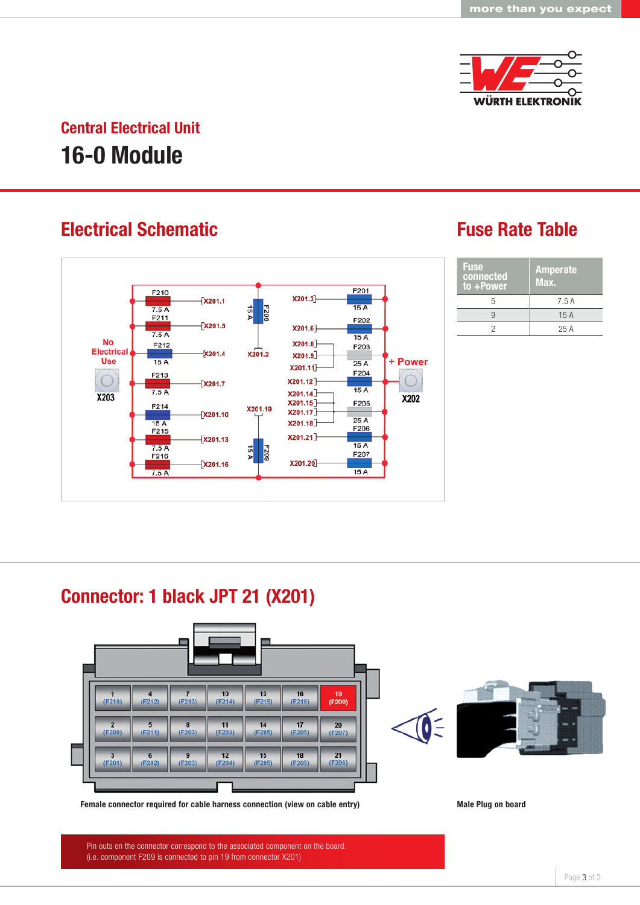## Central Electrical Unit

# 16-0 Module

## Electrical Schematic

F210
7.5 A
F211
7.5 A
F212
15 A
F213
7.5 A
F214
15 A
F215
7.5 A
F216
7.5 A

X201.1
X201.5
X201.4
X201.7
X201.10
X201.13
X201.16

No Electrical Use
X203

15 A F208
X201.2
X201.19
15 A F209

X201.3
X201.6
X201.8
X201.9
X201.11
X201.12
X201.14
X201.15
X201.17
X201.18
X201.21
X201.20

F201
15 A
F202
15 A
F203
25 A
F204
15 A
F205
25 A
F206
15 A
F207
15 A

+ Power
X202

## Fuse Rate Table

| Fuse connected to +Power | Amperate Max. |
|---|---|
| 5 | 7.5 A |
| 9 | 15 A |
| 2 | 25 A |

## Connector: 1 black JPT 21 (X201)

| | | | | | | |
|---|---|---|---|---|---|---|
| 1 (F210) | 4 (F212) | 7 (F213) | 10 (F214) | 13 (F215) | 16 (F216) | 19 (F209) |
| 2 (F208) | 5 (F211) | 8 (F203) | 11 (F203) | 14 (F205) | 17 (F205) | 20 (F207) |
| 3 (F201) | 6 (F202) | 9 (F203) | 12 (F204) | 15 (F205) | 18 (F205) | 21 (F206) |

Female connector required for cable harness connection (view on cable entry)

Male Plug on board

Pin outs on the connector correspond to the associated component on the board.
(i.e. component F209 is connected to pin 19 from connector X201)